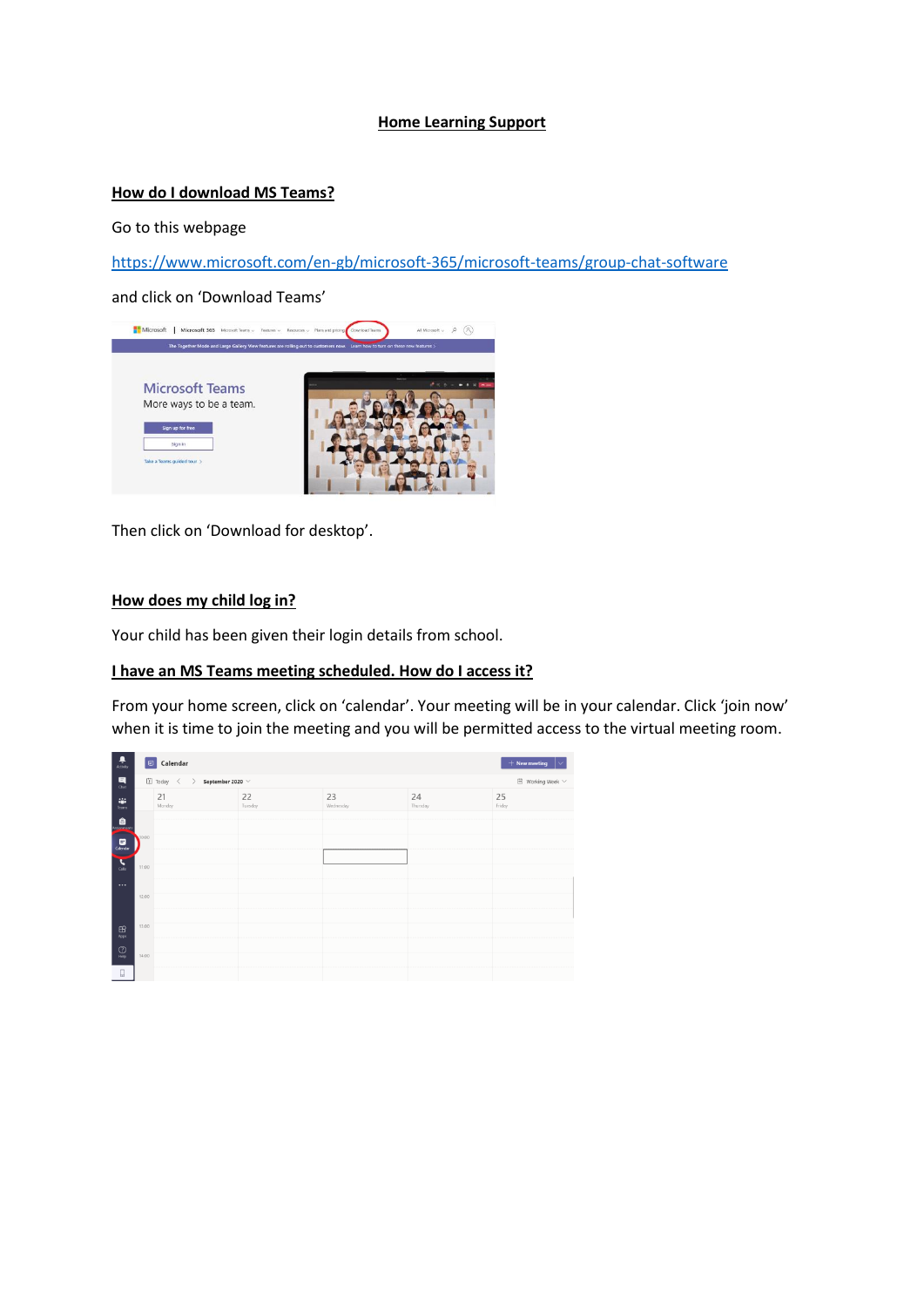# Home Learning Support

## How do I download MS Teams?

Go to this webpage

https://www.microsoft.com/en-gb/microsoft-365/microsoft-teams/group-chat-software

and click on 'Download Teams'

Then click on 'Download for desktop'.

## How does my child log in?

Your child has been given their login details from school.

## I have an MS Teams meeting scheduled. How do I access it?

From your home screen, click on 'calendar'. Your meeting will be in your calendar. Click 'join now' when it is time to join the meeting and you will be permitted access to the virtual meeting room.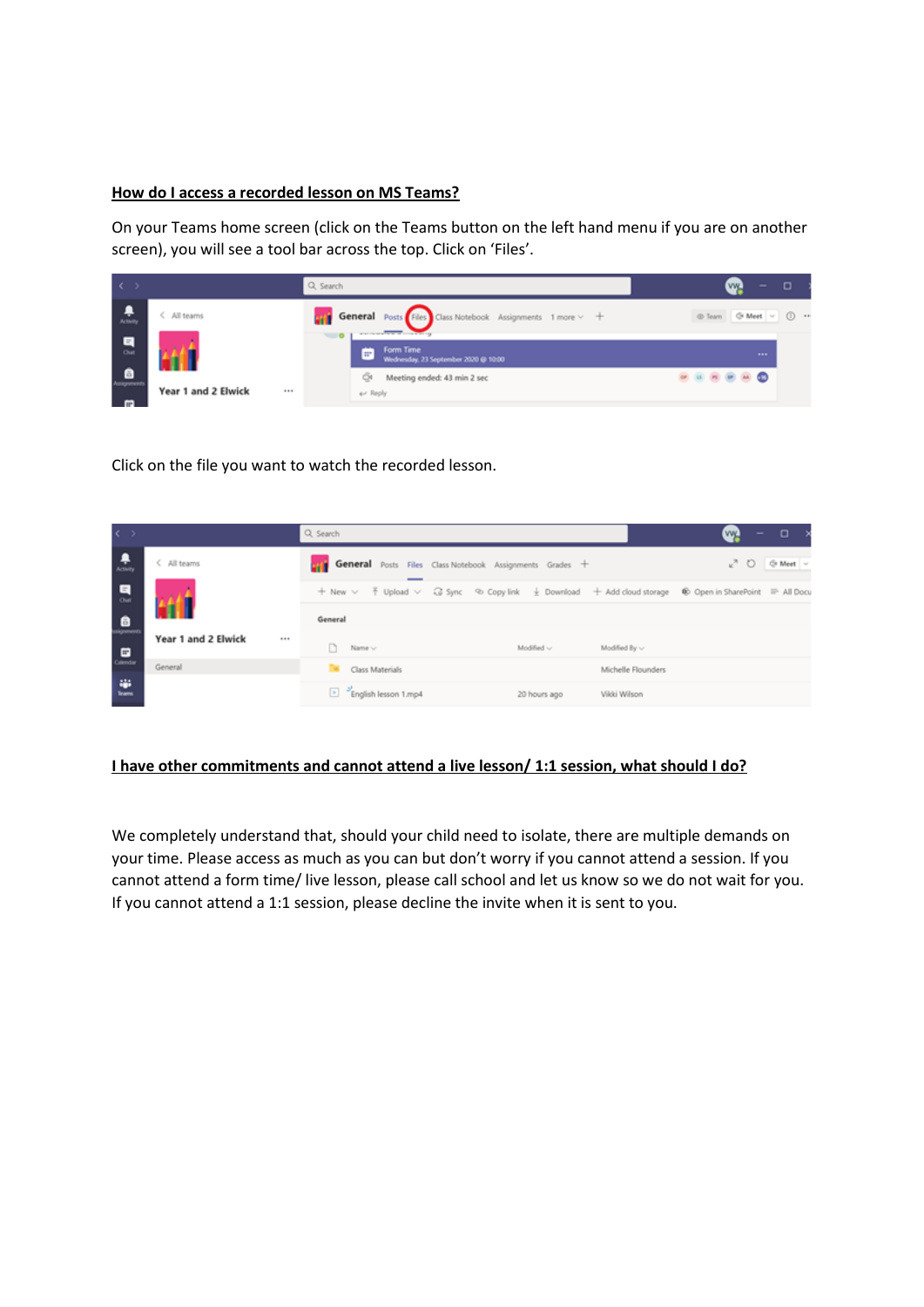**How do I access a recorded lesson on MS Teams?**

On your Teams home screen (click on the Teams button on the left hand menu if you are on another screen), you will see a tool bar across the top. Click on 'Files'.

Click on the file you want to watch the recorded lesson.

**I have other commitments and cannot attend a live lesson/ 1:1 session, what should I do?**

We completely understand that, should your child need to isolate, there are multiple demands on your time. Please access as much as you can but don't worry if you cannot attend a session. If you cannot attend a form time/ live lesson, please call school and let us know so we do not wait for you. If you cannot attend a 1:1 session, please decline the invite when it is sent to you.